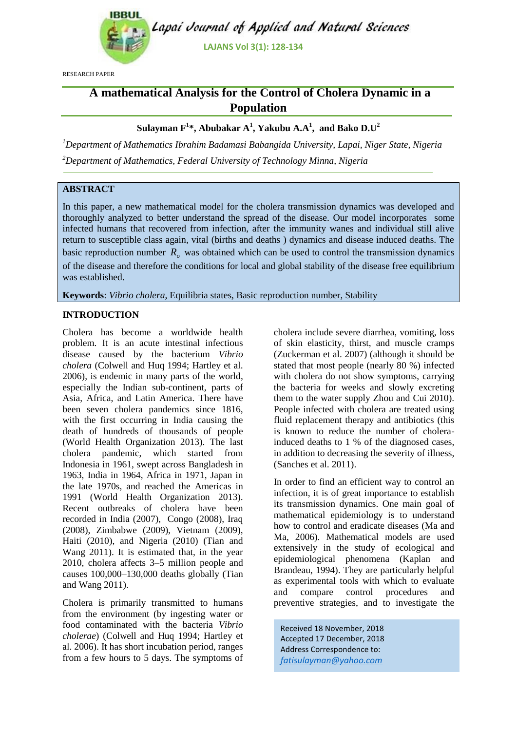RESEARCH PAPER

# A mathematical Analysis for the Control of Cholera Dynamic in a Population

**Sulayman F[1]*, Abubakar A[1], Yakubu A.A[1], and Bako D.U[2]**

[1]*Department of Mathematics Ibrahim Badamasi Babangida University, Lapai, Niger State, Nigeria*

[2]*Department of Mathematics, Federal University of Technology Minna, Nigeria*

## ABSTRACT

In this paper, a new mathematical model for the cholera transmission dynamics was developed and thoroughly analyzed to better understand the spread of the disease. Our model incorporates some infected humans that recovered from infection, after the immunity wanes and individual still alive return to susceptible class again, vital (births and deaths ) dynamics and disease induced deaths. The basic reproduction number $R_o$ was obtained which can be used to control the transmission dynamics of the disease and therefore the conditions for local and global stability of the disease free equilibrium was established.

**Keywords**: *Vibrio cholera*, Equilibria states, Basic reproduction number, Stability

## INTRODUCTION

Cholera has become a worldwide health problem. It is an acute intestinal infectious disease caused by the bacterium *Vibrio cholera* (Colwell and Huq 1994; Hartley et al. 2006), is endemic in many parts of the world, especially the Indian sub-continent, parts of Asia, Africa, and Latin America. There have been seven cholera pandemics since 1816, with the first occurring in India causing the death of hundreds of thousands of people (World Health Organization 2013). The last cholera pandemic, which started from Indonesia in 1961, swept across Bangladesh in 1963, India in 1964, Africa in 1971, Japan in the late 1970s, and reached the Americas in 1991 (World Health Organization 2013). Recent outbreaks of cholera have been recorded in India (2007), Congo (2008), Iraq (2008), Zimbabwe (2009), Vietnam (2009), Haiti (2010), and Nigeria (2010) (Tian and Wang 2011). It is estimated that, in the year 2010, cholera affects 3–5 million people and causes 100,000–130,000 deaths globally (Tian and Wang 2011).

Cholera is primarily transmitted to humans from the environment (by ingesting water or food contaminated with the bacteria *Vibrio cholerae*) (Colwell and Huq 1994; Hartley et al. 2006). It has short incubation period, ranges from a few hours to 5 days. The symptoms of cholera include severe diarrhea, vomiting, loss of skin elasticity, thirst, and muscle cramps (Zuckerman et al. 2007) (although it should be stated that most people (nearly 80 %) infected with cholera do not show symptoms, carrying the bacteria for weeks and slowly excreting them to the water supply Zhou and Cui 2010). People infected with cholera are treated using fluid replacement therapy and antibiotics (this is known to reduce the number of cholera-induced deaths to 1 % of the diagnosed cases, in addition to decreasing the severity of illness, (Sanches et al. 2011).

In order to find an efficient way to control an infection, it is of great importance to establish its transmission dynamics. One main goal of mathematical epidemiology is to understand how to control and eradicate diseases (Ma and Ma, 2006). Mathematical models are used extensively in the study of ecological and epidemiological phenomena (Kaplan and Brandeau, 1994). They are particularly helpful as experimental tools with which to evaluate and compare control procedures and preventive strategies, and to investigate the

Received 18 November, 2018
Accepted 17 December, 2018
Address Correspondence to:
*fatisulayman@yahoo.com*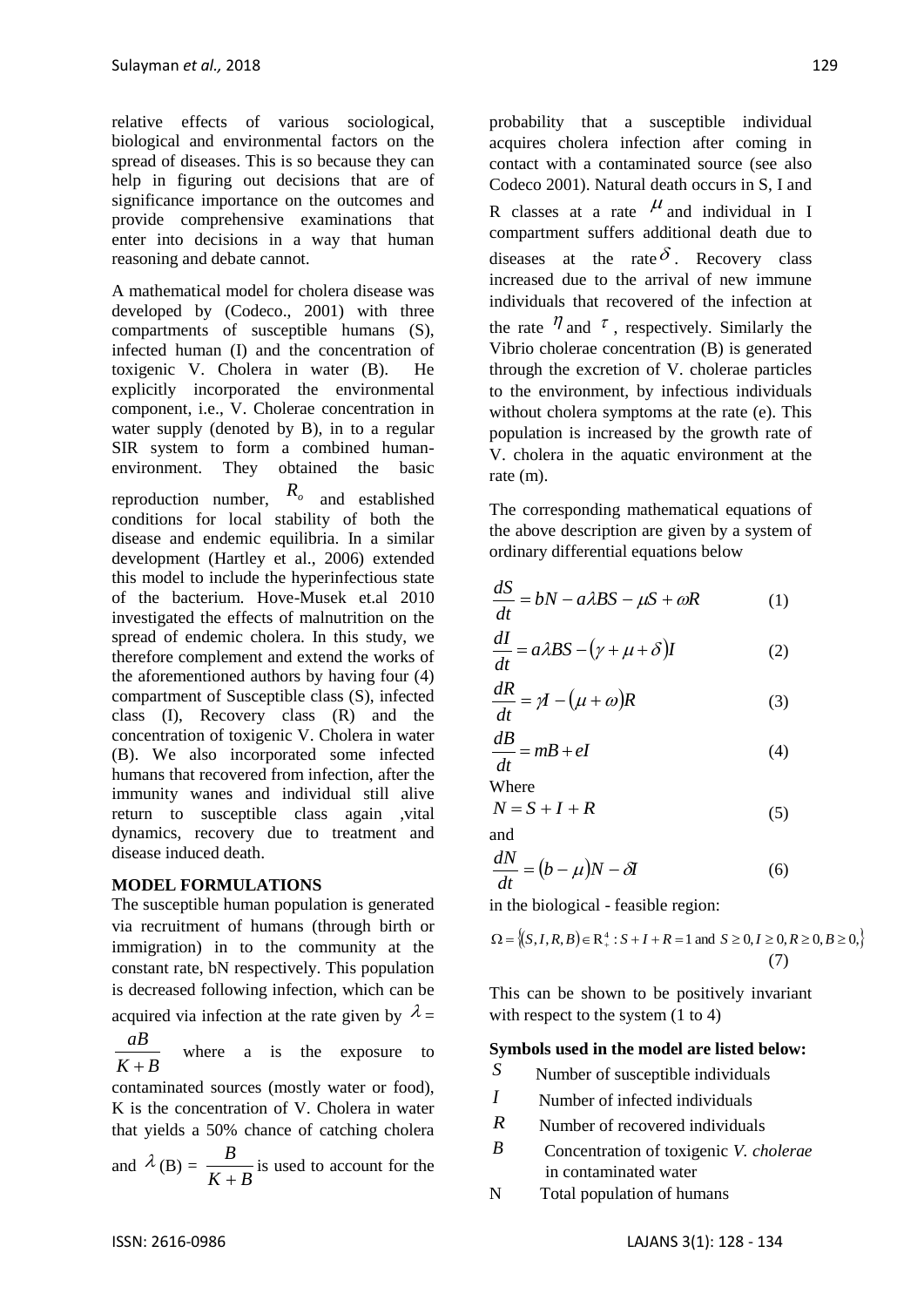relative effects of various sociological, biological and environmental factors on the spread of diseases. This is so because they can help in figuring out decisions that are of significance importance on the outcomes and provide comprehensive examinations that enter into decisions in a way that human reasoning and debate cannot.

A mathematical model for cholera disease was developed by (Codeco., 2001) with three compartments of susceptible humans (S), infected human (I) and the concentration of toxigenic V. Cholera in water (B). He explicitly incorporated the environmental component, i.e., V. Cholerae concentration in water supply (denoted by B), in to a regular SIR system to form a combined human-environment. They obtained the basic reproduction number, $R_o$ and established conditions for local stability of both the disease and endemic equilibria. In a similar development (Hartley et al., 2006) extended this model to include the hyperinfectious state of the bacterium. Hove-Musek et.al 2010 investigated the effects of malnutrition on the spread of endemic cholera. In this study, we therefore complement and extend the works of the aforementioned authors by having four (4) compartment of Susceptible class (S), infected class (I), Recovery class (R) and the concentration of toxigenic V. Cholera in water (B). We also incorporated some infected humans that recovered from infection, after the immunity wanes and individual still alive return to susceptible class again ,vital dynamics, recovery due to treatment and disease induced death.

**MODEL FORMULATIONS**

The susceptible human population is generated via recruitment of humans (through birth or immigration) in to the community at the constant rate, bN respectively. This population is decreased following infection, which can be acquired via infection at the rate given by $\lambda = \frac{aB}{K+B}$ where a is the exposure to contaminated sources (mostly water or food), K is the concentration of V. Cholera in water that yields a 50% chance of catching cholera and $\lambda(B) = \frac{B}{K+B}$ is used to account for the probability that a susceptible individual acquires cholera infection after coming in contact with a contaminated source (see also Codeco 2001). Natural death occurs in S, I and R classes at a rate $\mu$ and individual in I compartment suffers additional death due to diseases at the rate $\delta$. Recovery class increased due to the arrival of new immune individuals that recovered of the infection at the rate $\eta$ and $\tau$, respectively. Similarly the Vibrio cholerae concentration (B) is generated through the excretion of V. cholerae particles to the environment, by infectious individuals without cholera symptoms at the rate (e). This population is increased by the growth rate of V. cholera in the aquatic environment at the rate (m).

The corresponding mathematical equations of the above description are given by a system of ordinary differential equations below

$$\frac{dS}{dt} = bN - a\lambda BS - \mu S + \omega R \tag{1}$$

$$\frac{dI}{dt} = a\lambda BS - (\gamma + \mu + \delta)I \tag{2}$$

$$\frac{dR}{dt} = \gamma I - (\mu + \omega)R \tag{3}$$

$$\frac{dB}{dt} = mB + eI \tag{4}$$

Where

$$N = S + I + R \tag{5}$$

and

$$\frac{dN}{dt} = (b - \mu)N - \delta I \tag{6}$$

in the biological - feasible region:

$$\Omega = \{(S, I, R, B) \in \mathbb{R}_+^4 : S + I + R = 1 \text{ and } S \geq 0, I \geq 0, R \geq 0, B \geq 0,\} \tag{7}$$

This can be shown to be positively invariant with respect to the system (1 to 4)

**Symbols used in the model are listed below:**

- $S$ Number of susceptible individuals
- $I$ Number of infected individuals
- $R$ Number of recovered individuals
- $B$ Concentration of toxigenic *V. cholerae* in contaminated water
- N Total population of humans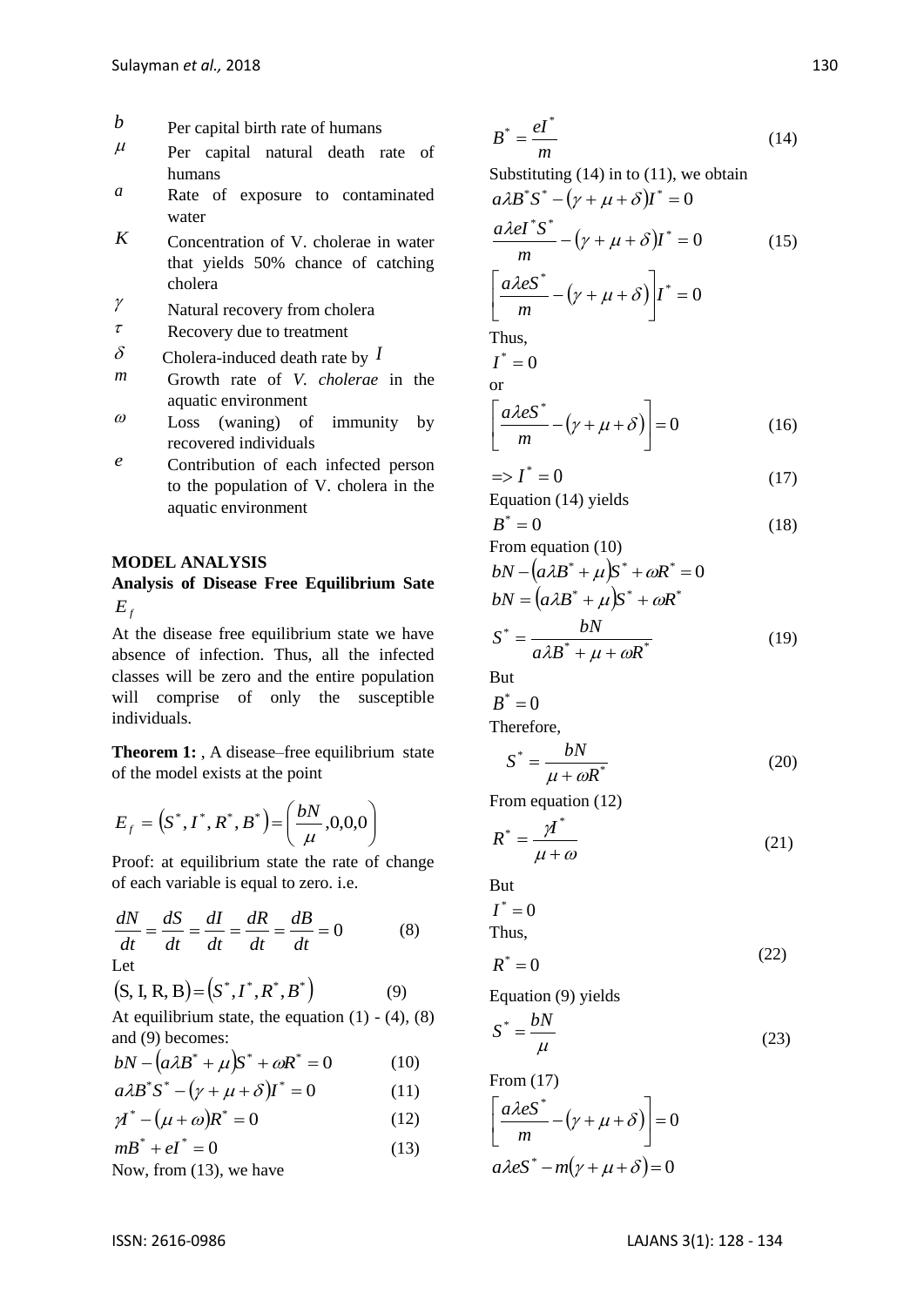| | |
|---|---|
| $b$ | Per capital birth rate of humans |
| $\mu$ | Per capital natural death rate of humans |
| $a$ | Rate of exposure to contaminated water |
| $K$ | Concentration of V. cholerae in water that yields 50% chance of catching cholera |
| $\gamma$ | Natural recovery from cholera |
| $\tau$ | Recovery due to treatment |
| $\delta$ | Cholera-induced death rate by $I$ |
| $m$ | Growth rate of *V. cholerae* in the aquatic environment |
| $\omega$ | Loss (waning) of immunity by recovered individuals |
| $e$ | Contribution of each infected person to the population of V. cholera in the aquatic environment |

**MODEL ANALYSIS**

**Analysis of Disease Free Equilibrium Sate $E_f$**

At the disease free equilibrium state we have absence of infection. Thus, all the infected classes will be zero and the entire population will comprise of only the susceptible individuals.

**Theorem 1:** , A disease–free equilibrium state of the model exists at the point

$$E_f = \left(S^*, I^*, R^*, B^*\right) = \left(\frac{bN}{\mu}, 0, 0, 0\right)$$

Proof: at equilibrium state the rate of change of each variable is equal to zero. i.e.

$$\frac{dN}{dt} = \frac{dS}{dt} = \frac{dI}{dt} = \frac{dR}{dt} = \frac{dB}{dt} = 0 \tag{8}$$

Let

$$(\text{S, I, R, B}) = \left(S^*, I^*, R^*, B^*\right) \tag{9}$$

At equilibrium state, the equation (1) - (4), (8) and (9) becomes:

$$bN - \left(a\lambda B^* + \mu\right)S^* + \omega R^* = 0 \tag{10}$$

$$a\lambda B^* S^* - (\gamma + \mu + \delta)I^* = 0 \tag{11}$$

$$\gamma I^* - (\mu + \omega)R^* = 0 \tag{12}$$

$$mB^* + eI^* = 0 \tag{13}$$

Now, from (13), we have

$$B^* = \frac{eI^*}{m} \tag{14}$$

Substituting (14) in to (11), we obtain

$$a\lambda B^* S^* - (\gamma + \mu + \delta)I^* = 0$$

$$\frac{a\lambda e I^* S^*}{m} - (\gamma + \mu + \delta)I^* = 0 \tag{15}$$

$$\left[\frac{a\lambda e S^*}{m} - (\gamma + \mu + \delta)\right]I^* = 0$$

Thus,

$$I^* = 0$$

or

$$\left[\frac{a\lambda e S^*}{m} - (\gamma + \mu + \delta)\right] = 0 \tag{16}$$

$$\Rightarrow I^* = 0 \tag{17}$$

Equation (14) yields

$$B^* = 0 \tag{18}$$

From equation (10)

$$bN - \left(a\lambda B^* + \mu\right)S^* + \omega R^* = 0$$

$$bN = \left(a\lambda B^* + \mu\right)S^* + \omega R^*$$

$$S^* = \frac{bN}{a\lambda B^* + \mu + \omega R^*} \tag{19}$$

But

$$B^* = 0$$

Therefore,

$$S^* = \frac{bN}{\mu + \omega R^*} \tag{20}$$

From equation (12)

$$R^* = \frac{\gamma I^*}{\mu + \omega} \tag{21}$$

But

$$I^* = 0$$

Thus,

$$R^* = 0 \tag{22}$$

Equation (9) yields

$$S^* = \frac{bN}{\mu} \tag{23}$$

From (17)

$$\left[\frac{a\lambda e S^*}{m} - (\gamma + \mu + \delta)\right] = 0$$

$$a\lambda e S^* - m(\gamma + \mu + \delta) = 0$$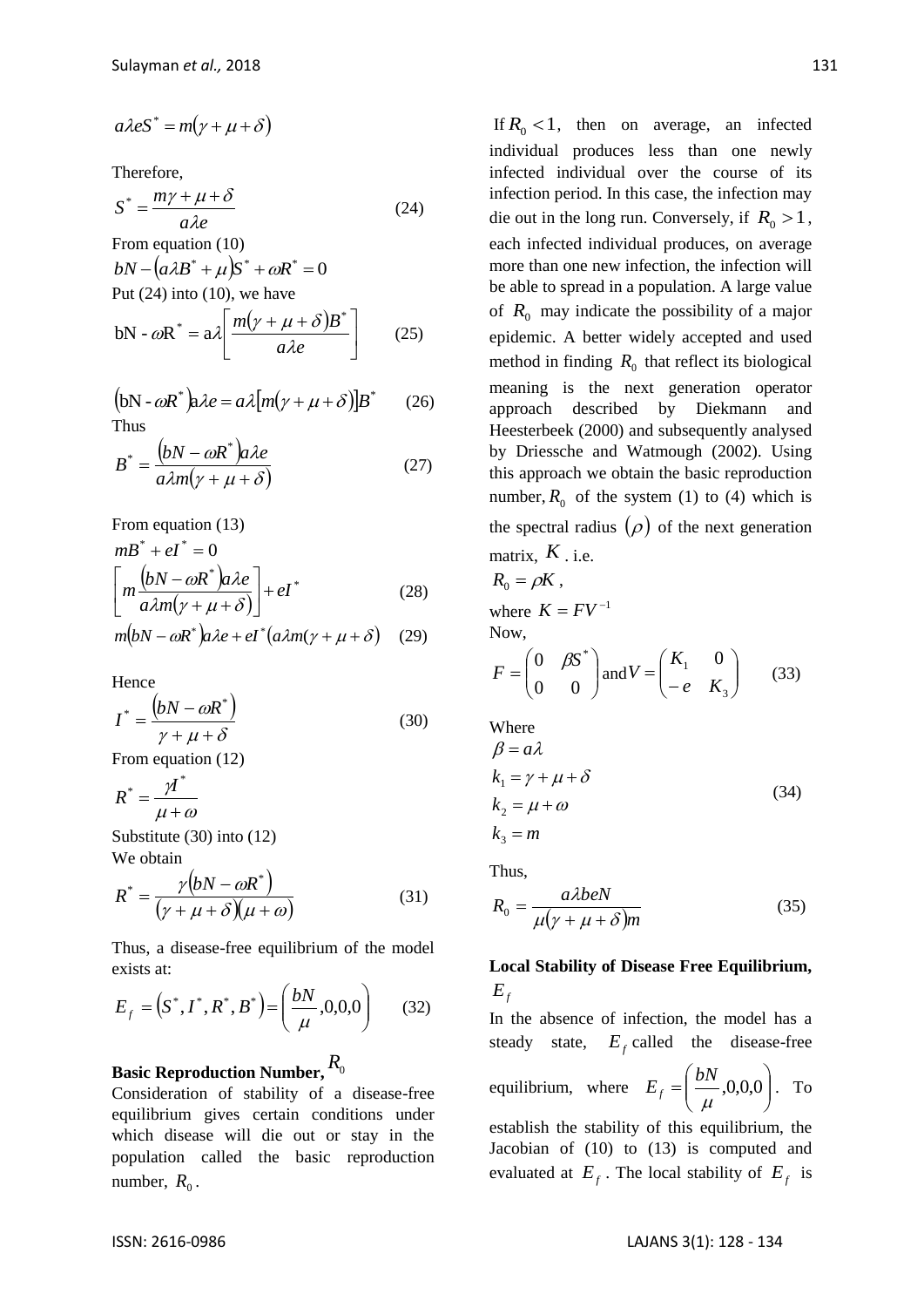$$a\lambda e S^* = m(\gamma + \mu + \delta)$$

Therefore,

$$S^* = \frac{m\gamma + \mu + \delta}{a\lambda e} \qquad (24)$$

From equation (10)

$$bN - (a\lambda B^* + \mu)S^* + \omega R^* = 0$$

Put (24) into (10), we have

$$\text{bN - }\omega\text{R}^* = \text{a}\lambda\left[\frac{m(\gamma + \mu + \delta)B^*}{a\lambda e}\right] \qquad (25)$$

$$(\text{bN - }\omega R^*)a\lambda e = a\lambda[m(\gamma + \mu + \delta)]B^* \qquad (26)$$

Thus

$$B^* = \frac{(bN - \omega R^*)a\lambda e}{a\lambda m(\gamma + \mu + \delta)} \qquad (27)$$

From equation (13)

$$mB^* + eI^* = 0$$

$$\left[m\frac{(bN - \omega R^*)a\lambda e}{a\lambda m(\gamma + \mu + \delta)}\right] + eI^* \qquad (28)$$

$$m(bN - \omega R^*)a\lambda e + eI^*(a\lambda m(\gamma + \mu + \delta) \qquad (29)$$

Hence

$$I^* = \frac{(bN - \omega R^*)}{\gamma + \mu + \delta} \qquad (30)$$

From equation (12)

$$R^* = \frac{\gamma I^*}{\mu + \omega}$$

Substitute (30) into (12)

We obtain

$$R^* = \frac{\gamma(bN - \omega R^*)}{(\gamma + \mu + \delta)(\mu + \omega)} \qquad (31)$$

Thus, a disease-free equilibrium of the model exists at:

$$E_f = (S^*, I^*, R^*, B^*) = \left(\frac{bN}{\mu}, 0, 0, 0\right) \qquad (32)$$

## Basic Reproduction Number, $R_0$

Consideration of stability of a disease-free equilibrium gives certain conditions under which disease will die out or stay in the population called the basic reproduction number, $R_0$.

If $R_0 < 1$, then on average, an infected individual produces less than one newly infected individual over the course of its infection period. In this case, the infection may die out in the long run. Conversely, if $R_0 > 1$, each infected individual produces, on average more than one new infection, the infection will be able to spread in a population. A large value of $R_0$ may indicate the possibility of a major epidemic. A better widely accepted and used method in finding $R_0$ that reflect its biological meaning is the next generation operator approach described by Diekmann and Heesterbeek (2000) and subsequently analysed by Driessche and Watmough (2002). Using this approach we obtain the basic reproduction number, $R_0$ of the system (1) to (4) which is the spectral radius $(\rho)$ of the next generation matrix, $K$. i.e.

$R_0 = \rho K$,

where $K = FV^{-1}$

Now,

$$F = \begin{pmatrix} 0 & \beta S^* \\ 0 & 0 \end{pmatrix} \text{and} V = \begin{pmatrix} K_1 & 0 \\ -e & K_3 \end{pmatrix} \qquad (33)$$

Where

$$\begin{aligned} &\beta = a\lambda \\ &k_1 = \gamma + \mu + \delta \\ &k_2 = \mu + \omega \\ &k_3 = m \end{aligned} \qquad (34)$$

Thus,

$$R_0 = \frac{a\lambda beN}{\mu(\gamma + \mu + \delta)m} \qquad (35)$$

## Local Stability of Disease Free Equilibrium, $E_f$

In the absence of infection, the model has a steady state, $E_f$ called the disease-free equilibrium, where $E_f = \left(\frac{bN}{\mu}, 0, 0, 0\right)$. To establish the stability of this equilibrium, the Jacobian of (10) to (13) is computed and evaluated at $E_f$. The local stability of $E_f$ is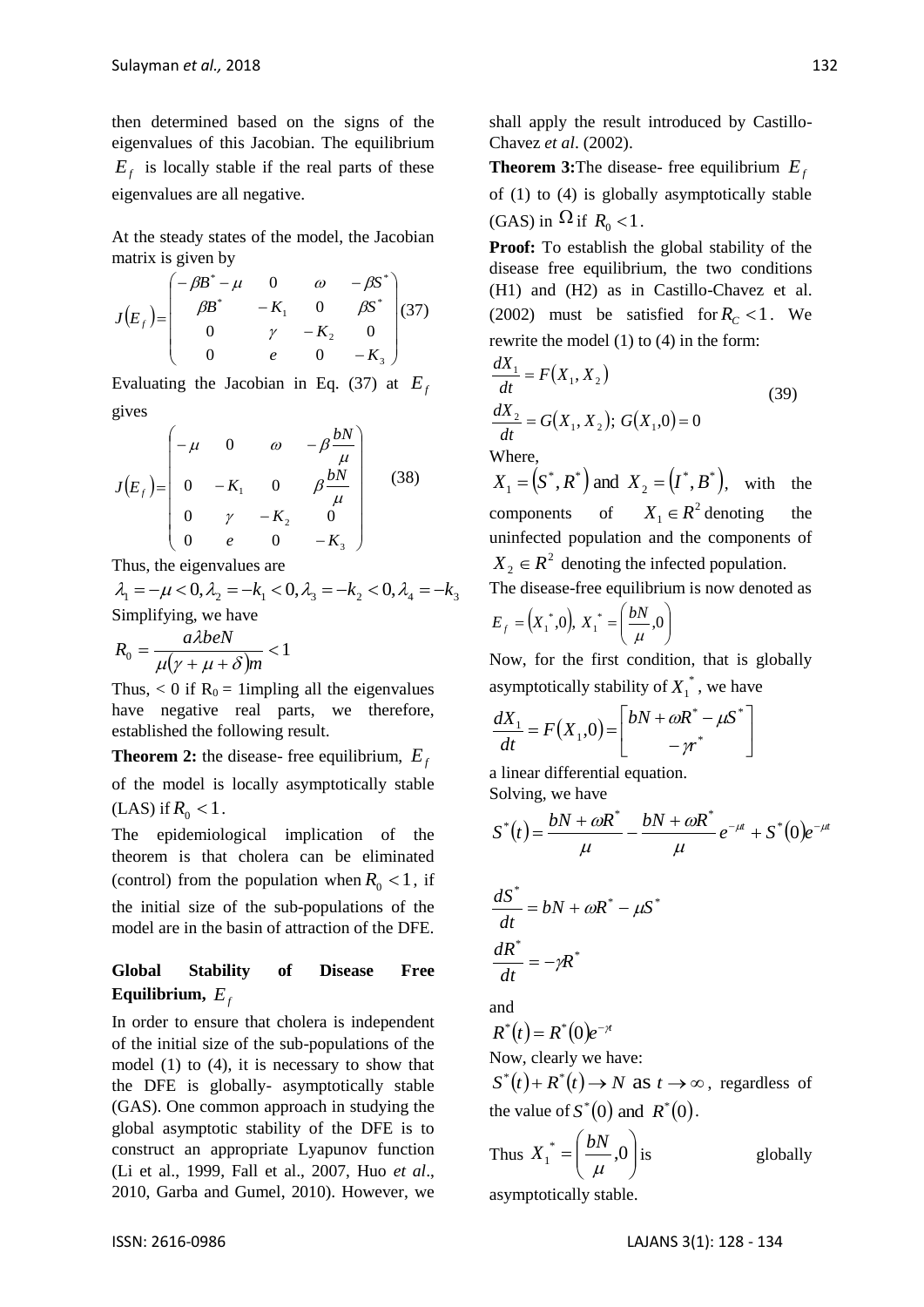then determined based on the signs of the eigenvalues of this Jacobian. The equilibrium $E_f$ is locally stable if the real parts of these eigenvalues are all negative.

At the steady states of the model, the Jacobian matrix is given by

$$J(E_f) = \begin{pmatrix} -\beta B^* - \mu & 0 & \omega & -\beta S^* \\ \beta B^* & -K_1 & 0 & \beta S^* \\ 0 & \gamma & -K_2 & 0 \\ 0 & e & 0 & -K_3 \end{pmatrix} \quad (37)$$

Evaluating the Jacobian in Eq. (37) at $E_f$ gives

$$J(E_f) = \begin{pmatrix} -\mu & 0 & \omega & -\beta \frac{bN}{\mu} \\ 0 & -K_1 & 0 & \beta \frac{bN}{\mu} \\ 0 & \gamma & -K_2 & 0 \\ 0 & e & 0 & -K_3 \end{pmatrix} \quad (38)$$

Thus, the eigenvalues are

$\lambda_1 = -\mu < 0, \lambda_2 = -k_1 < 0, \lambda_3 = -k_2 < 0, \lambda_4 = -k_3$

Simplifying, we have

$$R_0 = \frac{a\lambda beN}{\mu(\gamma + \mu + \delta)m} < 1$$

Thus, < 0 if $R_0$ = 1impling all the eigenvalues have negative real parts, we therefore, established the following result.

**Theorem 2:** the disease- free equilibrium, $E_f$ of the model is locally asymptotically stable (LAS) if $R_0 < 1$.

The epidemiological implication of the theorem is that cholera can be eliminated (control) from the population when $R_0 < 1$, if the initial size of the sub-populations of the model are in the basin of attraction of the DFE.

## Global Stability of Disease Free Equilibrium, $E_f$

In order to ensure that cholera is independent of the initial size of the sub-populations of the model (1) to (4), it is necessary to show that the DFE is globally- asymptotically stable (GAS). One common approach in studying the global asymptotic stability of the DFE is to construct an appropriate Lyapunov function (Li et al., 1999, Fall et al., 2007, Huo *et al*., 2010, Garba and Gumel, 2010). However, we shall apply the result introduced by Castillo-Chavez *et al*. (2002).

**Theorem 3:**The disease- free equilibrium $E_f$ of (1) to (4) is globally asymptotically stable (GAS) in $\Omega$ if $R_0 < 1$.

**Proof:** To establish the global stability of the disease free equilibrium, the two conditions (H1) and (H2) as in Castillo-Chavez et al. (2002) must be satisfied for $R_C < 1$. We rewrite the model (1) to (4) in the form:

$$\begin{aligned} \frac{dX_1}{dt} &= F(X_1, X_2) \\ \frac{dX_2}{dt} &= G(X_1, X_2);\ G(X_1, 0) = 0 \end{aligned} \quad (39)$$

Where,

$X_1 = (S^*, R^*)$ and $X_2 = (I^*, B^*)$, with the components of $X_1 \in R^2$ denoting the uninfected population and the components of $X_2 \in R^2$ denoting the infected population.

The disease-free equilibrium is now denoted as

$$E_f = (X_1^*, 0),\ X_1^* = \left(\frac{bN}{\mu}, 0\right)$$

Now, for the first condition, that is globally asymptotically stability of $X_1^*$, we have

$$\frac{dX_1}{dt} = F(X_1, 0) = \begin{bmatrix} bN + \omega R^* - \mu S^* \\ -\gamma r^* \end{bmatrix}$$

a linear differential equation.

Solving, we have

$$S^*(t) = \frac{bN + \omega R^*}{\mu} - \frac{bN + \omega R^*}{\mu} e^{-\mu t} + S^*(0)e^{-\mu t}$$

$$\frac{dS^*}{dt} = bN + \omega R^* - \mu S^*$$

$$\frac{dR^*}{dt} = -\gamma R^*$$

and

$R^*(t) = R^*(0)e^{-\gamma t}$

Now, clearly we have:

$S^*(t) + R^*(t) \to N$ as $t \to \infty$, regardless of the value of $S^*(0)$ and $R^*(0)$.

Thus $X_1^* = \left(\frac{bN}{\mu}, 0\right)$ is globally asymptotically stable.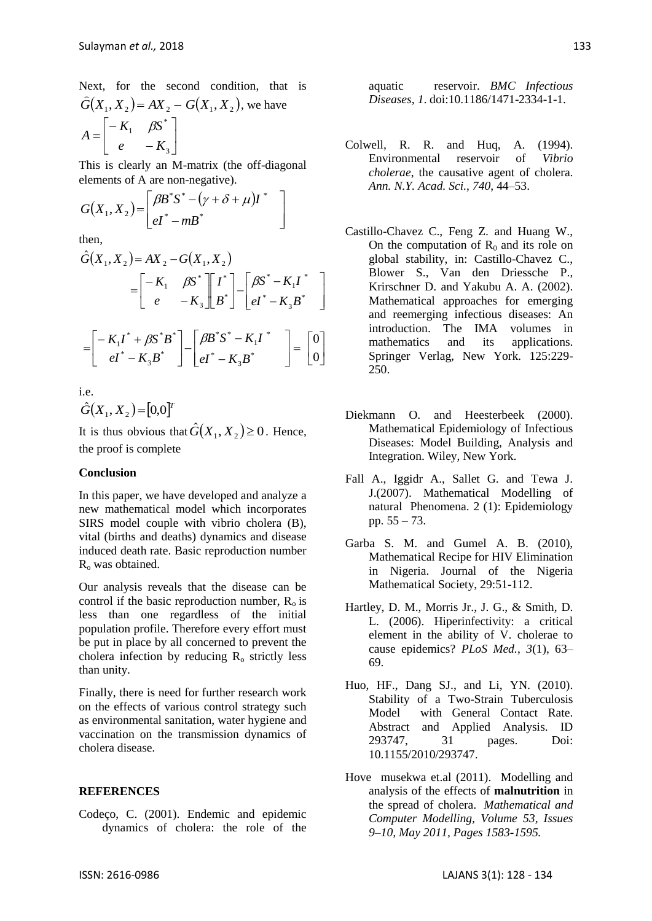Next, for the second condition, that is $\widehat{G}(X_1, X_2) = AX_2 - G(X_1, X_2)$, we have

$$A = \begin{bmatrix} -K_1 & \beta S^* \\ e & -K_3 \end{bmatrix}$$

This is clearly an M-matrix (the off-diagonal elements of A are non-negative).

$$G(X_1, X_2) = \begin{bmatrix} \beta B^* S^* - (\gamma + \delta + \mu) I^* \\ eI^* - mB^* \end{bmatrix}$$

then,

$$\hat{G}(X_1, X_2) = AX_2 - G(X_1, X_2)$$

$$= \begin{bmatrix} -K_1 & \beta S^* \\ e & -K_3 \end{bmatrix} \begin{bmatrix} I^* \\ B^* \end{bmatrix} - \begin{bmatrix} \beta S^* - K_1 I^* \\ eI^* - K_3 B^* \end{bmatrix}$$

$$= \begin{bmatrix} -K_1 I^* + \beta S^* B^* \\ eI^* - K_3 B^* \end{bmatrix} - \begin{bmatrix} \beta B^* S^* - K_1 I^* \\ eI^* - K_3 B^* \end{bmatrix} = \begin{bmatrix} 0 \\ 0 \end{bmatrix}$$

i.e.

$$\hat{G}(X_1, X_2) = [0,0]^T$$

It is thus obvious that $\hat{G}(X_1, X_2) \geq 0$. Hence, the proof is complete

**Conclusion**

In this paper, we have developed and analyze a new mathematical model which incorporates SIRS model couple with vibrio cholera (B), vital (births and deaths) dynamics and disease induced death rate. Basic reproduction number $R_o$ was obtained.

Our analysis reveals that the disease can be control if the basic reproduction number, $R_o$ is less than one regardless of the initial population profile. Therefore every effort must be put in place by all concerned to prevent the cholera infection by reducing $R_o$ strictly less than unity.

Finally, there is need for further research work on the effects of various control strategy such as environmental sanitation, water hygiene and vaccination on the transmission dynamics of cholera disease.

## REFERENCES

Codeço, C. (2001). Endemic and epidemic dynamics of cholera: the role of the aquatic reservoir. *BMC Infectious Diseases*, *1*. doi:10.1186/1471-2334-1-1.

Colwell, R. R. and Huq, A. (1994). Environmental reservoir of *Vibrio cholerae*, the causative agent of cholera. *Ann. N.Y. Acad. Sci.*, *740*, 44–53.

Castillo-Chavez C., Feng Z. and Huang W., On the computation of $R_0$ and its role on global stability, in: Castillo-Chavez C., Blower S., Van den Driessche P., Krirschner D. and Yakubu A. A. (2002). Mathematical approaches for emerging and reemerging infectious diseases: An introduction. The IMA volumes in mathematics and its applications. Springer Verlag, New York. 125:229-250.

Diekmann O. and Heesterbeek (2000). Mathematical Epidemiology of Infectious Diseases: Model Building, Analysis and Integration. Wiley, New York.

Fall A., Iggidr A., Sallet G. and Tewa J. J.(2007). Mathematical Modelling of natural Phenomena. 2 (1): Epidemiology pp. 55 – 73.

Garba S. M. and Gumel A. B. (2010), Mathematical Recipe for HIV Elimination in Nigeria. Journal of the Nigeria Mathematical Society, 29:51-112.

Hartley, D. M., Morris Jr., J. G., & Smith, D. L. (2006). Hiperinfectivity: a critical element in the ability of V. cholerae to cause epidemics? *PLoS Med.*, *3*(1), 63–69.

Huo, HF., Dang SJ., and Li, YN. (2010). Stability of a Two-Strain Tuberculosis Model with General Contact Rate. Abstract and Applied Analysis. ID 293747, 31 pages. Doi: 10.1155/2010/293747.

Hove musekwa et.al (2011). Modelling and analysis of the effects of **malnutrition** in the spread of cholera. *Mathematical and Computer Modelling, Volume 53, Issues 9–10, May 2011, Pages 1583-1595.*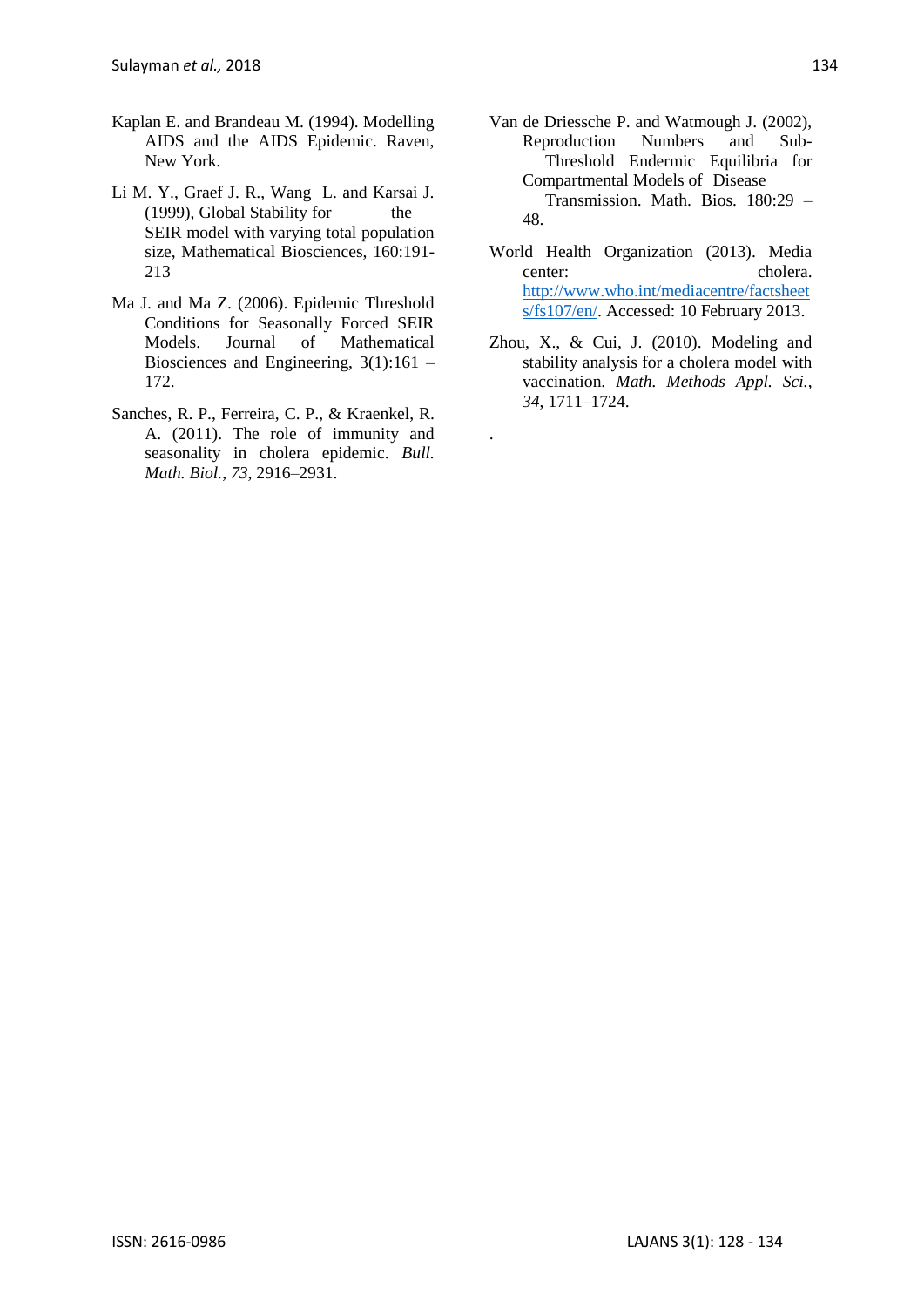Kaplan E. and Brandeau M. (1994). Modelling AIDS and the AIDS Epidemic. Raven, New York.

Li M. Y., Graef J. R., Wang L. and Karsai J. (1999), Global Stability for the SEIR model with varying total population size, Mathematical Biosciences, 160:191-213

Ma J. and Ma Z. (2006). Epidemic Threshold Conditions for Seasonally Forced SEIR Models. Journal of Mathematical Biosciences and Engineering, 3(1):161 – 172.

Sanches, R. P., Ferreira, C. P., & Kraenkel, R. A. (2011). The role of immunity and seasonality in cholera epidemic. *Bull. Math. Biol.*, *73*, 2916–2931.

Van de Driessche P. and Watmough J. (2002), Reproduction Numbers and Sub-Threshold Endermic Equilibria for Compartmental Models of Disease Transmission. Math. Bios. 180:29 – 48.

World Health Organization (2013). Media center: cholera. http://www.who.int/mediacentre/factsheets/fs107/en/. Accessed: 10 February 2013.

Zhou, X., & Cui, J. (2010). Modeling and stability analysis for a cholera model with vaccination. *Math. Methods Appl. Sci.*, *34*, 1711–1724.